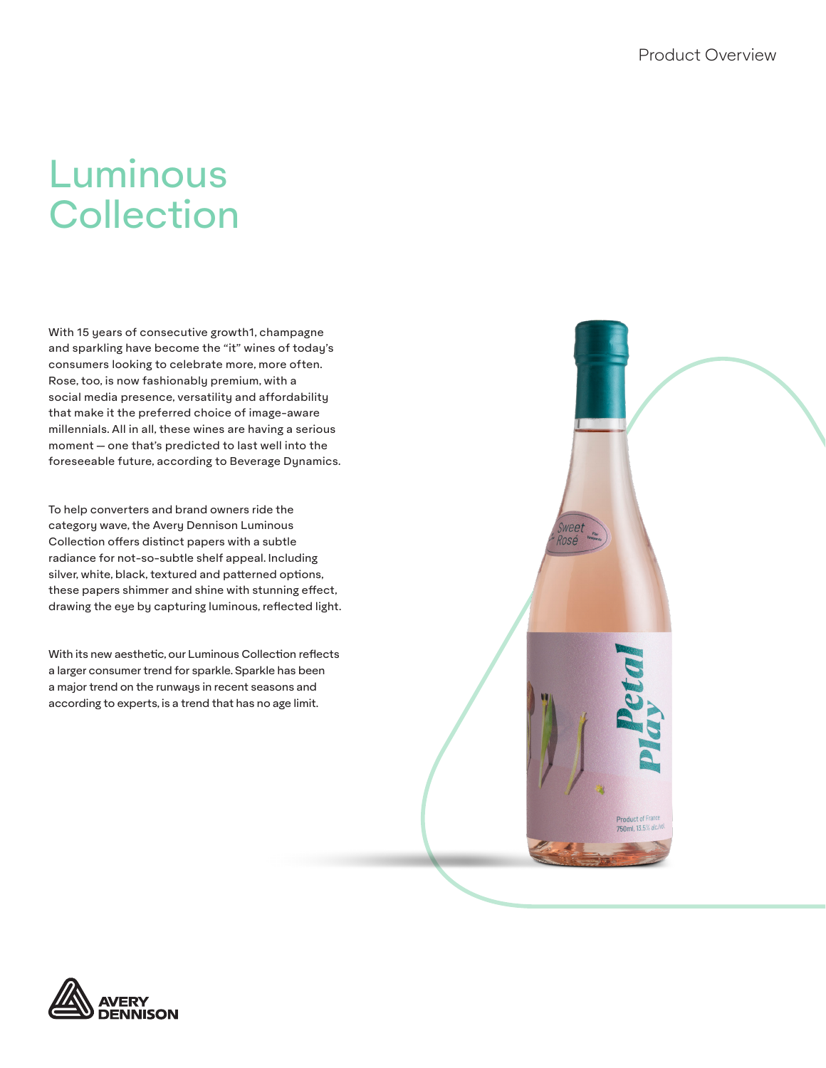# Luminous Collection

With 15 years of consecutive growth1, champagne and sparkling have become the "it" wines of today's consumers looking to celebrate more, more often. Rose, too, is now fashionably premium, with a social media presence, versatility and affordability that make it the preferred choice of image-aware millennials. All in all, these wines are having a serious moment — one that's predicted to last well into the foreseeable future, according to Beverage Dynamics.

To help converters and brand owners ride the category wave, the Avery Dennison Luminous Collection offers distinct papers with a subtle radiance for not-so-subtle shelf appeal. Including silver, white, black, textured and patterned options, these papers shimmer and shine with stunning effect, drawing the eye by capturing luminous, reflected light.

With its new aesthetic, our Luminous Collection reflects a larger consumer trend for sparkle. Sparkle has been a major trend on the runways in recent seasons and according to experts, is a trend that has no age limit.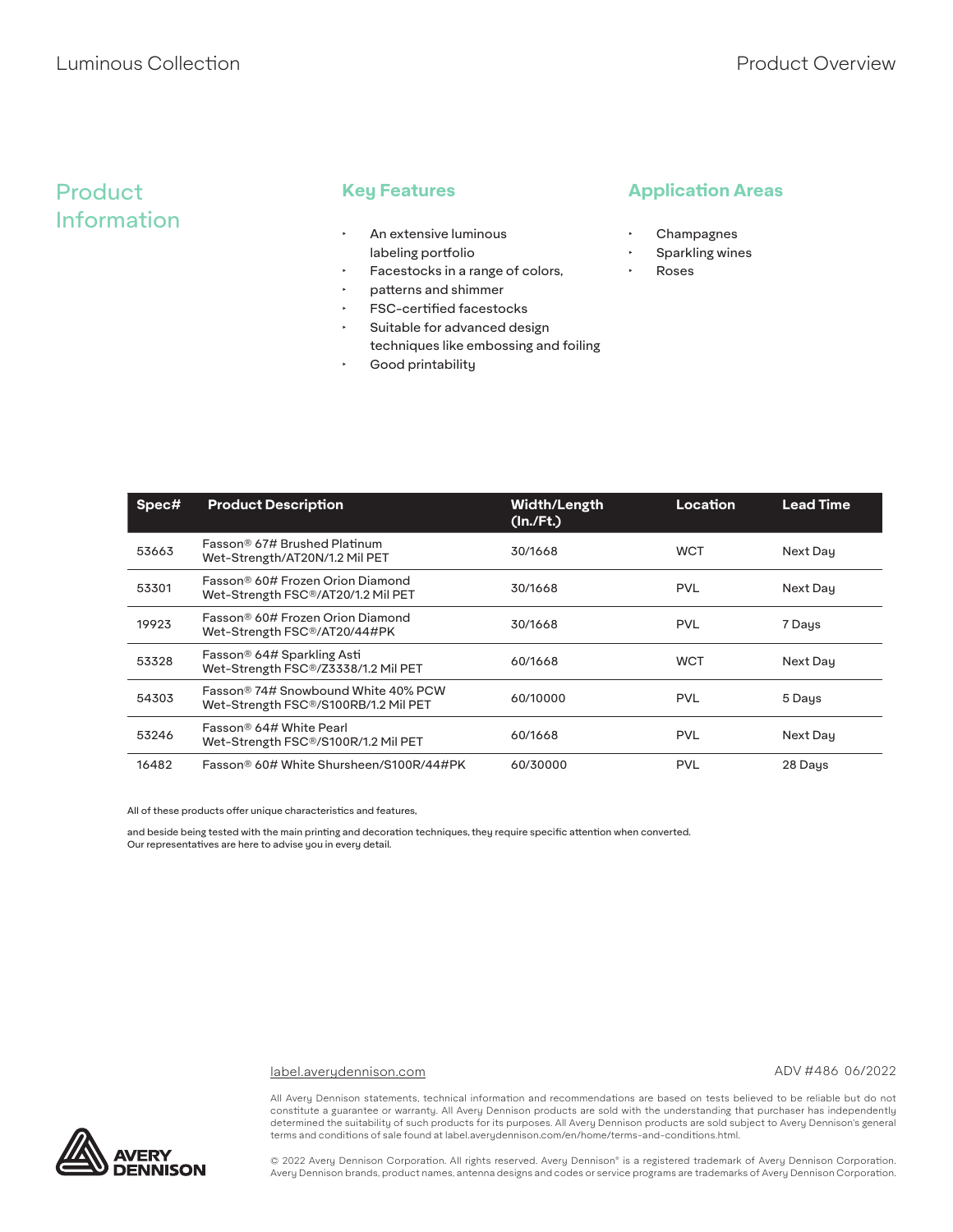## Product Information

### Key Features

- An extensive luminous labeling portfolio
- Facestocks in a range of colors,
- patterns and shimmer
- FSC-certified facestocks
- Suitable for advanced design techniques like embossing and foiling
- Good printability

### Application Areas

- Champagnes
- Sparkling wines
- Roses

| Spec# | Product Description | Width/Length (In./Ft.) | Location | Lead Time |
|---|---|---|---|---|
| 53663 | Fasson® 67# Brushed Platinum Wet-Strength/AT20N/1.2 Mil PET | 30/1668 | WCT | Next Day |
| 53301 | Fasson® 60# Frozen Orion Diamond Wet-Strength FSC®/AT20/1.2 Mil PET | 30/1668 | PVL | Next Day |
| 19923 | Fasson® 60# Frozen Orion Diamond Wet-Strength FSC®/AT20/44#PK | 30/1668 | PVL | 7 Days |
| 53328 | Fasson® 64# Sparkling Asti Wet-Strength FSC®/Z3338/1.2 Mil PET | 60/1668 | WCT | Next Day |
| 54303 | Fasson® 74# Snowbound White 40% PCW Wet-Strength FSC®/S100RB/1.2 Mil PET | 60/10000 | PVL | 5 Days |
| 53246 | Fasson® 64# White Pearl Wet-Strength FSC®/S100R/1.2 Mil PET | 60/1668 | PVL | Next Day |
| 16482 | Fasson® 60# White Shursheen/S100R/44#PK | 60/30000 | PVL | 28 Days |

All of these products offer unique characteristics and features,

and beside being tested with the main printing and decoration techniques, they require specific attention when converted. Our representatives are here to advise you in every detail.

label.averydennison.com

ADV #486 06/2022

All Avery Dennison statements, technical information and recommendations are based on tests believed to be reliable but do not constitute a guarantee or warranty. All Avery Dennison products are sold with the understanding that purchaser has independently determined the suitability of such products for its purposes. All Avery Dennison products are sold subject to Avery Dennison's general terms and conditions of sale found at label.averydennison.com/en/home/terms-and-conditions.html.

© 2022 Avery Dennison Corporation. All rights reserved. Avery Dennison® is a registered trademark of Avery Dennison Corporation. Avery Dennison brands, product names, antenna designs and codes or service programs are trademarks of Avery Dennison Corporation.